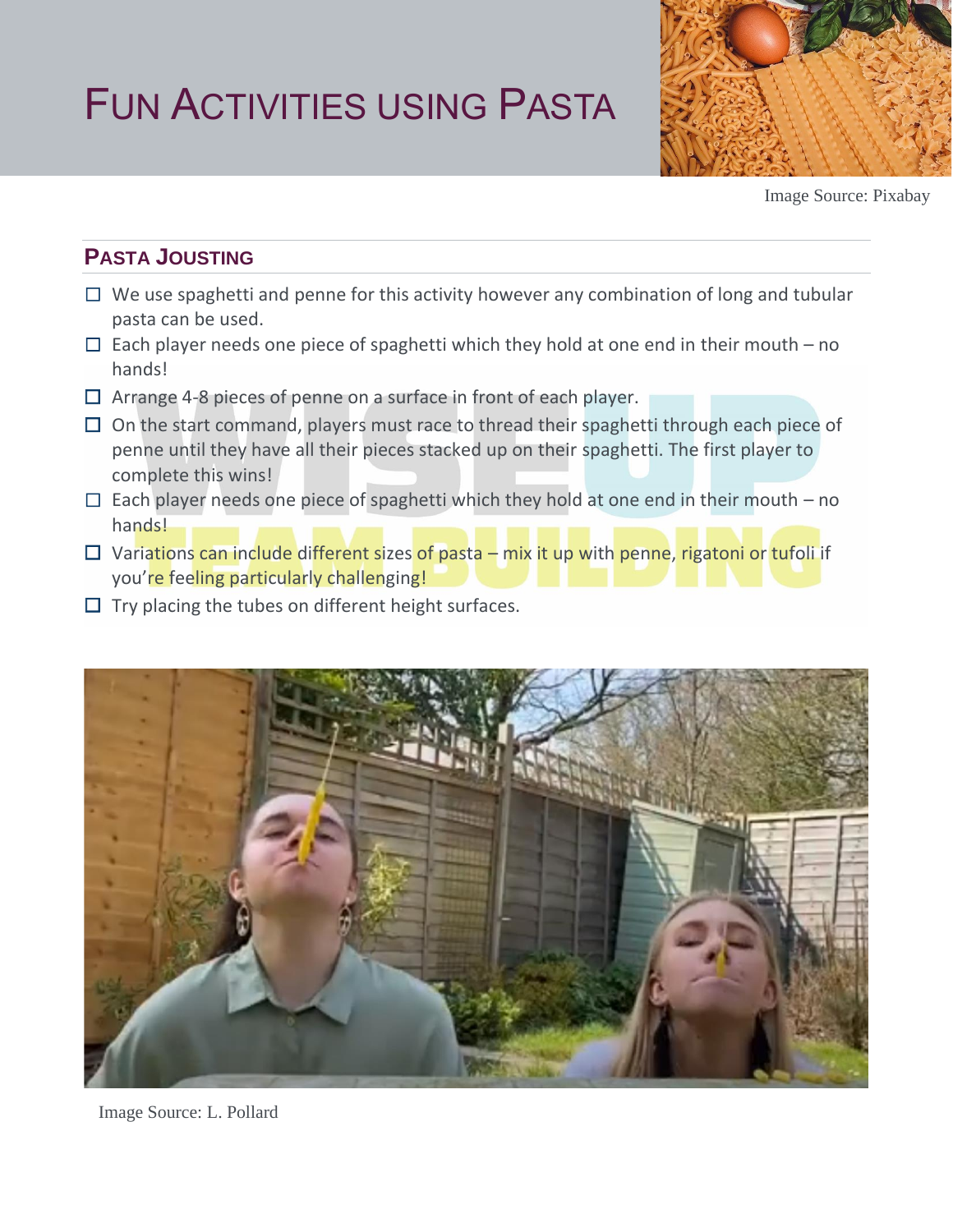# Fun Activities using Pasta

Image Source: Pixabay

## Pasta Jousting

- ☐ We use spaghetti and penne for this activity however any combination of long and tubular pasta can be used.
- ☐ Each player needs one piece of spaghetti which they hold at one end in their mouth – no hands!
- ☐ Arrange 4-8 pieces of penne on a surface in front of each player.
- ☐ On the start command, players must race to thread their spaghetti through each piece of penne until they have all their pieces stacked up on their spaghetti. The first player to complete this wins!
- ☐ Each player needs one piece of spaghetti which they hold at one end in their mouth – no hands!
- ☐ Variations can include different sizes of pasta – mix it up with penne, rigatoni or tufoli if you're feeling particularly challenging!
- ☐ Try placing the tubes on different height surfaces.

Image Source: L. Pollard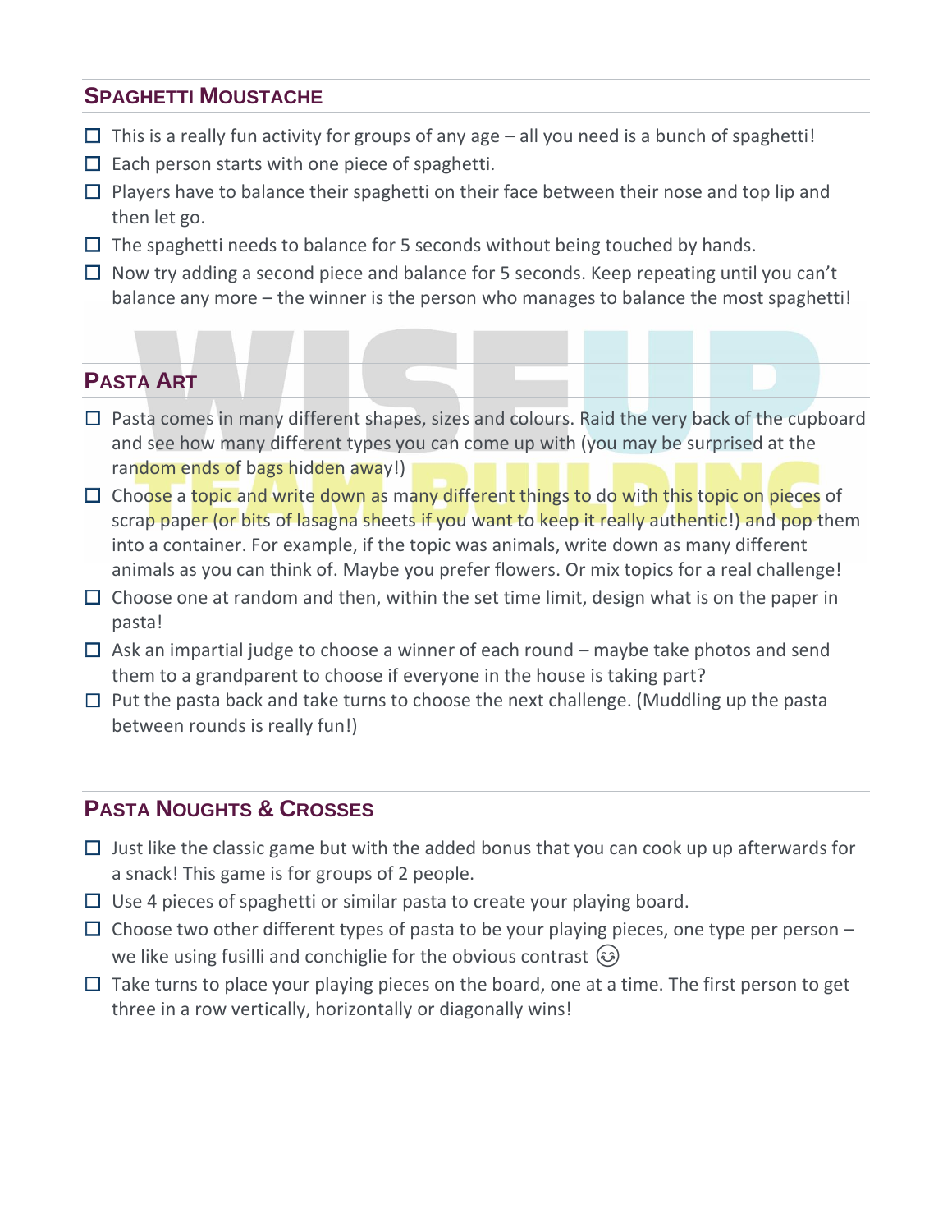## Spaghetti Moustache

- ☐ This is a really fun activity for groups of any age – all you need is a bunch of spaghetti!
- ☐ Each person starts with one piece of spaghetti.
- ☐ Players have to balance their spaghetti on their face between their nose and top lip and then let go.
- ☐ The spaghetti needs to balance for 5 seconds without being touched by hands.
- ☐ Now try adding a second piece and balance for 5 seconds. Keep repeating until you can't balance any more – the winner is the person who manages to balance the most spaghetti!

## Pasta Art

- ☐ Pasta comes in many different shapes, sizes and colours. Raid the very back of the cupboard and see how many different types you can come up with (you may be surprised at the random ends of bags hidden away!)
- ☐ Choose a topic and write down as many different things to do with this topic on pieces of scrap paper (or bits of lasagna sheets if you want to keep it really authentic!) and pop them into a container. For example, if the topic was animals, write down as many different animals as you can think of. Maybe you prefer flowers. Or mix topics for a real challenge!
- ☐ Choose one at random and then, within the set time limit, design what is on the paper in pasta!
- ☐ Ask an impartial judge to choose a winner of each round – maybe take photos and send them to a grandparent to choose if everyone in the house is taking part?
- ☐ Put the pasta back and take turns to choose the next challenge. (Muddling up the pasta between rounds is really fun!)

## Pasta Noughts & Crosses

- ☐ Just like the classic game but with the added bonus that you can cook up up afterwards for a snack! This game is for groups of 2 people.
- ☐ Use 4 pieces of spaghetti or similar pasta to create your playing board.
- ☐ Choose two other different types of pasta to be your playing pieces, one type per person – we like using fusilli and conchiglie for the obvious contrast 😊
- ☐ Take turns to place your playing pieces on the board, one at a time. The first person to get three in a row vertically, horizontally or diagonally wins!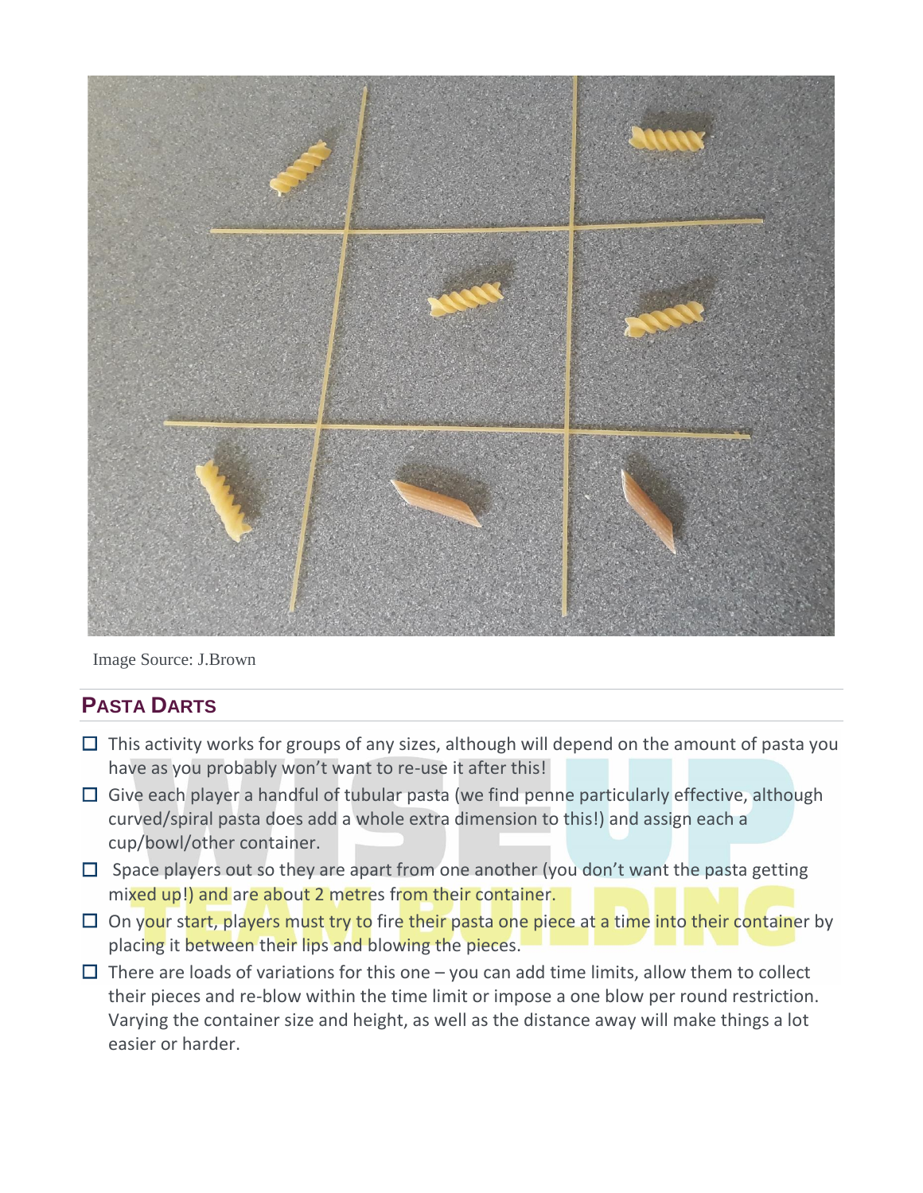Image Source: J.Brown

## Pasta Darts

- This activity works for groups of any sizes, although will depend on the amount of pasta you have as you probably won't want to re-use it after this!
- Give each player a handful of tubular pasta (we find penne particularly effective, although curved/spiral pasta does add a whole extra dimension to this!) and assign each a cup/bowl/other container.
- Space players out so they are apart from one another (you don't want the pasta getting mixed up!) and are about 2 metres from their container.
- On your start, players must try to fire their pasta one piece at a time into their container by placing it between their lips and blowing the pieces.
- There are loads of variations for this one – you can add time limits, allow them to collect their pieces and re-blow within the time limit or impose a one blow per round restriction. Varying the container size and height, as well as the distance away will make things a lot easier or harder.